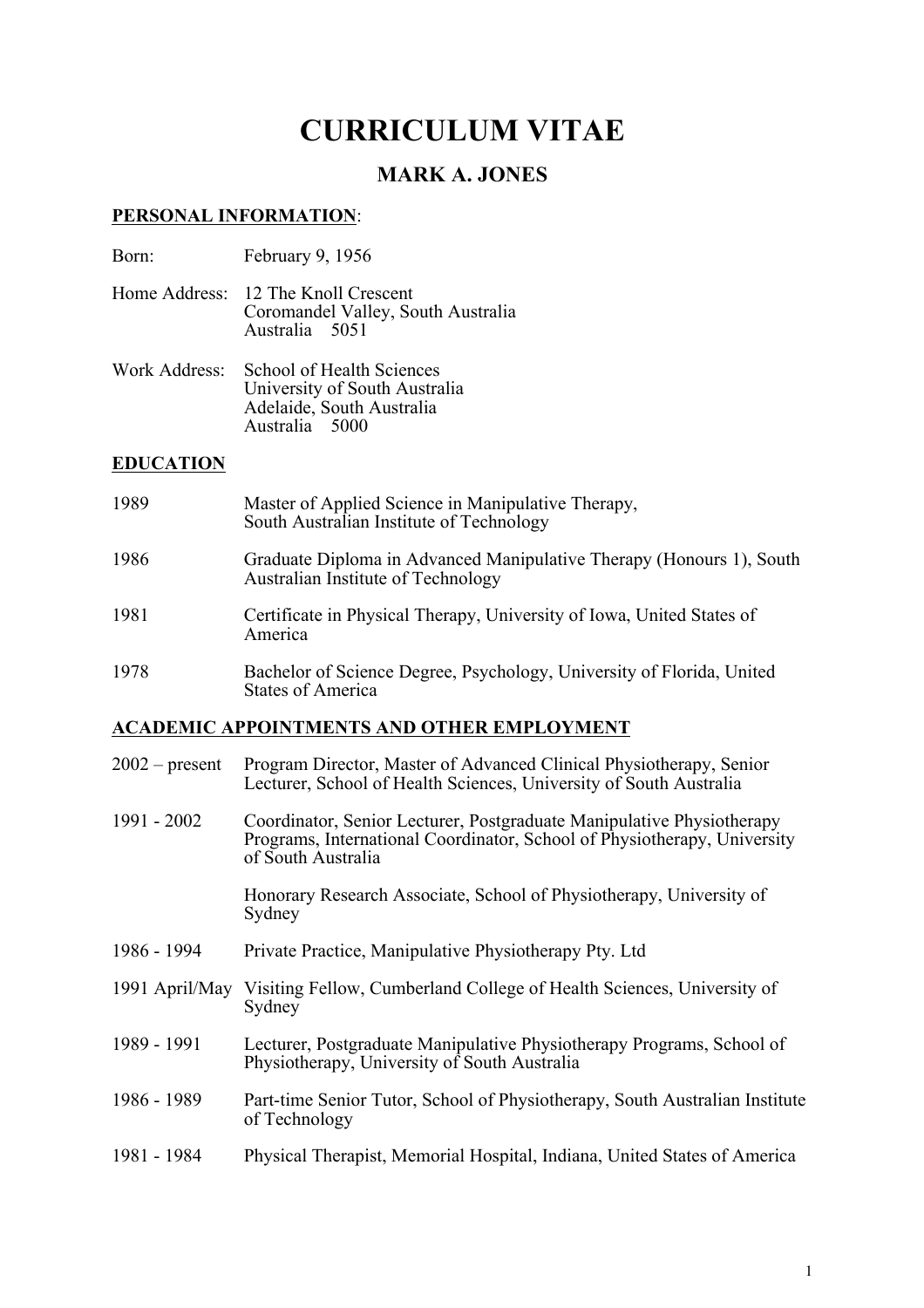# CURRICULUM VITAE

## MARK A. JONES

**PERSONAL INFORMATION**:

Born: February 9, 1956

Home Address: 12 The Knoll Crescent
Coromandel Valley, South Australia
Australia 5051

Work Address: School of Health Sciences
University of South Australia
Adelaide, South Australia
Australia 5000

**EDUCATION**

1989 Master of Applied Science in Manipulative Therapy, South Australian Institute of Technology

1986 Graduate Diploma in Advanced Manipulative Therapy (Honours 1), South Australian Institute of Technology

1981 Certificate in Physical Therapy, University of Iowa, United States of America

1978 Bachelor of Science Degree, Psychology, University of Florida, United States of America

**ACADEMIC APPOINTMENTS AND OTHER EMPLOYMENT**

2002 – present Program Director, Master of Advanced Clinical Physiotherapy, Senior Lecturer, School of Health Sciences, University of South Australia

1991 - 2002 Coordinator, Senior Lecturer, Postgraduate Manipulative Physiotherapy Programs, International Coordinator, School of Physiotherapy, University of South Australia

Honorary Research Associate, School of Physiotherapy, University of Sydney

1986 - 1994 Private Practice, Manipulative Physiotherapy Pty. Ltd

1991 April/May Visiting Fellow, Cumberland College of Health Sciences, University of Sydney

1989 - 1991 Lecturer, Postgraduate Manipulative Physiotherapy Programs, School of Physiotherapy, University of South Australia

1986 - 1989 Part-time Senior Tutor, School of Physiotherapy, South Australian Institute of Technology

1981 - 1984 Physical Therapist, Memorial Hospital, Indiana, United States of America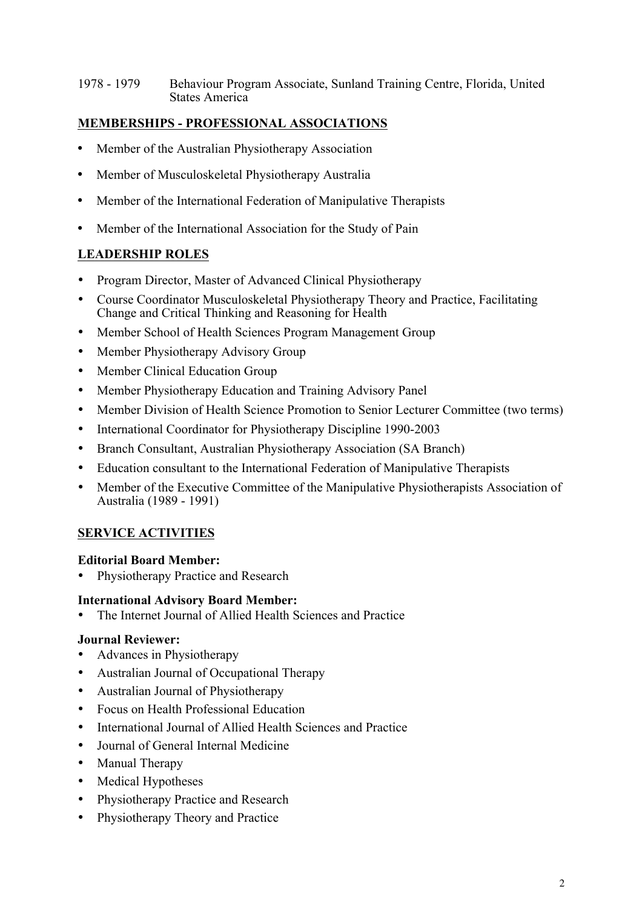1978 - 1979 Behaviour Program Associate, Sunland Training Centre, Florida, United States America

## MEMBERSHIPS - PROFESSIONAL ASSOCIATIONS

- Member of the Australian Physiotherapy Association
- Member of Musculoskeletal Physiotherapy Australia
- Member of the International Federation of Manipulative Therapists
- Member of the International Association for the Study of Pain

## LEADERSHIP ROLES

- Program Director, Master of Advanced Clinical Physiotherapy
- Course Coordinator Musculoskeletal Physiotherapy Theory and Practice, Facilitating Change and Critical Thinking and Reasoning for Health
- Member School of Health Sciences Program Management Group
- Member Physiotherapy Advisory Group
- Member Clinical Education Group
- Member Physiotherapy Education and Training Advisory Panel
- Member Division of Health Science Promotion to Senior Lecturer Committee (two terms)
- International Coordinator for Physiotherapy Discipline 1990-2003
- Branch Consultant, Australian Physiotherapy Association (SA Branch)
- Education consultant to the International Federation of Manipulative Therapists
- Member of the Executive Committee of the Manipulative Physiotherapists Association of Australia (1989 - 1991)

## SERVICE ACTIVITIES

**Editorial Board Member:**

- Physiotherapy Practice and Research

**International Advisory Board Member:**

- The Internet Journal of Allied Health Sciences and Practice

**Journal Reviewer:**

- Advances in Physiotherapy
- Australian Journal of Occupational Therapy
- Australian Journal of Physiotherapy
- Focus on Health Professional Education
- International Journal of Allied Health Sciences and Practice
- Journal of General Internal Medicine
- Manual Therapy
- Medical Hypotheses
- Physiotherapy Practice and Research
- Physiotherapy Theory and Practice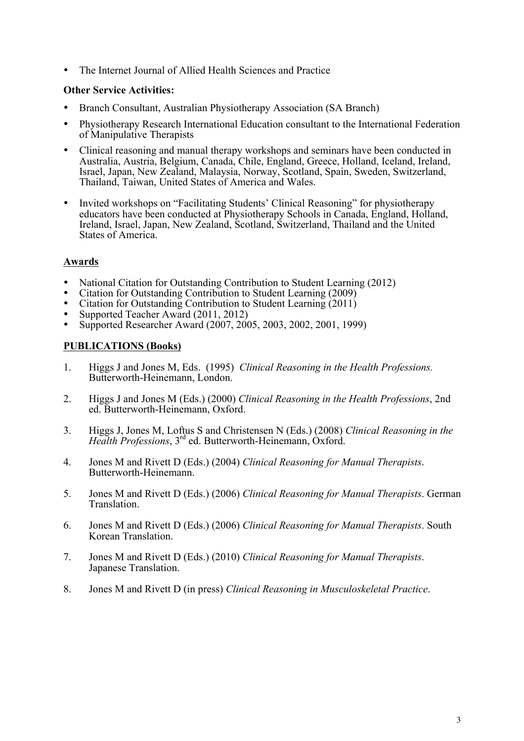- The Internet Journal of Allied Health Sciences and Practice

**Other Service Activities:**

- Branch Consultant, Australian Physiotherapy Association (SA Branch)
- Physiotherapy Research International Education consultant to the International Federation of Manipulative Therapists
- Clinical reasoning and manual therapy workshops and seminars have been conducted in Australia, Austria, Belgium, Canada, Chile, England, Greece, Holland, Iceland, Ireland, Israel, Japan, New Zealand, Malaysia, Norway, Scotland, Spain, Sweden, Switzerland, Thailand, Taiwan, United States of America and Wales.
- Invited workshops on "Facilitating Students' Clinical Reasoning" for physiotherapy educators have been conducted at Physiotherapy Schools in Canada, England, Holland, Ireland, Israel, Japan, New Zealand, Scotland, Switzerland, Thailand and the United States of America.

## Awards

- National Citation for Outstanding Contribution to Student Learning (2012)
- Citation for Outstanding Contribution to Student Learning (2009)
- Citation for Outstanding Contribution to Student Learning (2011)
- Supported Teacher Award (2011, 2012)
- Supported Researcher Award (2007, 2005, 2003, 2002, 2001, 1999)

## PUBLICATIONS (Books)

1. Higgs J and Jones M, Eds. (1995) *Clinical Reasoning in the Health Professions.* Butterworth-Heinemann, London.
2. Higgs J and Jones M (Eds.) (2000) *Clinical Reasoning in the Health Professions*, 2nd ed. Butterworth-Heinemann, Oxford.
3. Higgs J, Jones M, Loftus S and Christensen N (Eds.) (2008) *Clinical Reasoning in the Health Professions*, 3rd ed. Butterworth-Heinemann, Oxford.
4. Jones M and Rivett D (Eds.) (2004) *Clinical Reasoning for Manual Therapists*. Butterworth-Heinemann.
5. Jones M and Rivett D (Eds.) (2006) *Clinical Reasoning for Manual Therapists*. German Translation.
6. Jones M and Rivett D (Eds.) (2006) *Clinical Reasoning for Manual Therapists*. South Korean Translation.
7. Jones M and Rivett D (Eds.) (2010) *Clinical Reasoning for Manual Therapists*. Japanese Translation.
8. Jones M and Rivett D (in press) *Clinical Reasoning in Musculoskeletal Practice*.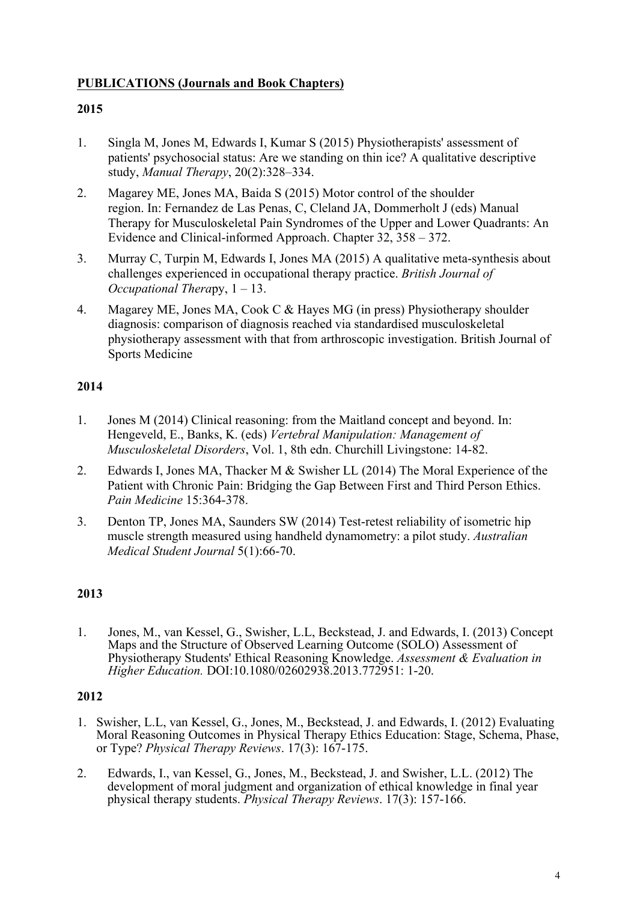**PUBLICATIONS (Journals and Book Chapters)**

**2015**

1. Singla M, Jones M, Edwards I, Kumar S (2015) Physiotherapists' assessment of patients' psychosocial status: Are we standing on thin ice? A qualitative descriptive study, *Manual Therapy*, 20(2):328–334.
2. Magarey ME, Jones MA, Baida S (2015) Motor control of the shoulder region. In: Fernandez de Las Penas, C, Cleland JA, Dommerholt J (eds) Manual Therapy for Musculoskeletal Pain Syndromes of the Upper and Lower Quadrants: An Evidence and Clinical-informed Approach. Chapter 32, 358 – 372.
3. Murray C, Turpin M, Edwards I, Jones MA (2015) A qualitative meta-synthesis about challenges experienced in occupational therapy practice. *British Journal of Occupational Thera*py, 1 – 13.
4. Magarey ME, Jones MA, Cook C & Hayes MG (in press) Physiotherapy shoulder diagnosis: comparison of diagnosis reached via standardised musculoskeletal physiotherapy assessment with that from arthroscopic investigation. British Journal of Sports Medicine

**2014**

1. Jones M (2014) Clinical reasoning: from the Maitland concept and beyond. In: Hengeveld, E., Banks, K. (eds) *Vertebral Manipulation: Management of Musculoskeletal Disorders*, Vol. 1, 8th edn. Churchill Livingstone: 14-82.
2. Edwards I, Jones MA, Thacker M & Swisher LL (2014) The Moral Experience of the Patient with Chronic Pain: Bridging the Gap Between First and Third Person Ethics. *Pain Medicine* 15:364-378.
3. Denton TP, Jones MA, Saunders SW (2014) Test-retest reliability of isometric hip muscle strength measured using handheld dynamometry: a pilot study. *Australian Medical Student Journal* 5(1):66-70.

**2013**

1. Jones, M., van Kessel, G., Swisher, L.L, Beckstead, J. and Edwards, I. (2013) Concept Maps and the Structure of Observed Learning Outcome (SOLO) Assessment of Physiotherapy Students' Ethical Reasoning Knowledge. *Assessment & Evaluation in Higher Education.* DOI:10.1080/02602938.2013.772951: 1-20.

**2012**

1. Swisher, L.L, van Kessel, G., Jones, M., Beckstead, J. and Edwards, I. (2012) Evaluating Moral Reasoning Outcomes in Physical Therapy Ethics Education: Stage, Schema, Phase, or Type? *Physical Therapy Reviews*. 17(3): 167-175.
2. Edwards, I., van Kessel, G., Jones, M., Beckstead, J. and Swisher, L.L. (2012) The development of moral judgment and organization of ethical knowledge in final year physical therapy students. *Physical Therapy Reviews*. 17(3): 157-166.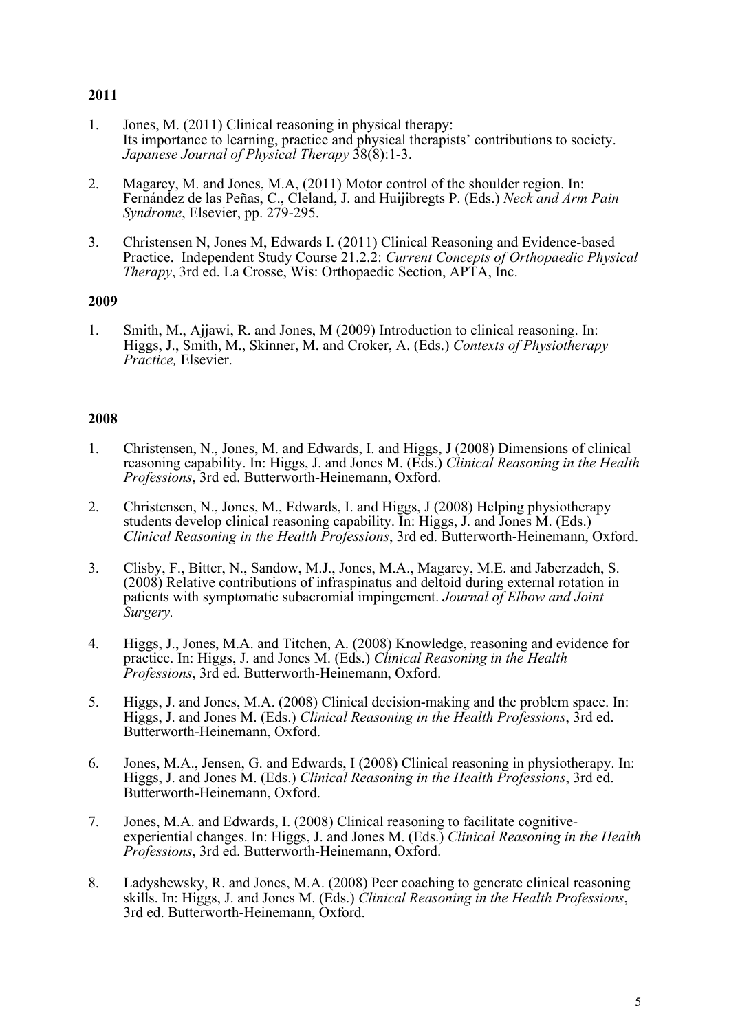**2011**

1. Jones, M. (2011) Clinical reasoning in physical therapy: Its importance to learning, practice and physical therapists' contributions to society. *Japanese Journal of Physical Therapy* 38(8):1-3.

2. Magarey, M. and Jones, M.A, (2011) Motor control of the shoulder region. In: Fernández de las Peñas, C., Cleland, J. and Huijibregts P. (Eds.) *Neck and Arm Pain Syndrome*, Elsevier, pp. 279-295.

3. Christensen N, Jones M, Edwards I. (2011) Clinical Reasoning and Evidence-based Practice. Independent Study Course 21.2.2: *Current Concepts of Orthopaedic Physical Therapy*, 3rd ed. La Crosse, Wis: Orthopaedic Section, APTA, Inc.

**2009**

1. Smith, M., Ajjawi, R. and Jones, M (2009) Introduction to clinical reasoning. In: Higgs, J., Smith, M., Skinner, M. and Croker, A. (Eds.) *Contexts of Physiotherapy Practice,* Elsevier.

**2008**

1. Christensen, N., Jones, M. and Edwards, I. and Higgs, J (2008) Dimensions of clinical reasoning capability. In: Higgs, J. and Jones M. (Eds.) *Clinical Reasoning in the Health Professions*, 3rd ed. Butterworth-Heinemann, Oxford.

2. Christensen, N., Jones, M., Edwards, I. and Higgs, J (2008) Helping physiotherapy students develop clinical reasoning capability. In: Higgs, J. and Jones M. (Eds.) *Clinical Reasoning in the Health Professions*, 3rd ed. Butterworth-Heinemann, Oxford.

3. Clisby, F., Bitter, N., Sandow, M.J., Jones, M.A., Magarey, M.E. and Jaberzadeh, S. (2008) Relative contributions of infraspinatus and deltoid during external rotation in patients with symptomatic subacromial impingement. *Journal of Elbow and Joint Surgery.*

4. Higgs, J., Jones, M.A. and Titchen, A. (2008) Knowledge, reasoning and evidence for practice. In: Higgs, J. and Jones M. (Eds.) *Clinical Reasoning in the Health Professions*, 3rd ed. Butterworth-Heinemann, Oxford.

5. Higgs, J. and Jones, M.A. (2008) Clinical decision-making and the problem space. In: Higgs, J. and Jones M. (Eds.) *Clinical Reasoning in the Health Professions*, 3rd ed. Butterworth-Heinemann, Oxford.

6. Jones, M.A., Jensen, G. and Edwards, I (2008) Clinical reasoning in physiotherapy. In: Higgs, J. and Jones M. (Eds.) *Clinical Reasoning in the Health Professions*, 3rd ed. Butterworth-Heinemann, Oxford.

7. Jones, M.A. and Edwards, I. (2008) Clinical reasoning to facilitate cognitive-experiential changes. In: Higgs, J. and Jones M. (Eds.) *Clinical Reasoning in the Health Professions*, 3rd ed. Butterworth-Heinemann, Oxford.

8. Ladyshewsky, R. and Jones, M.A. (2008) Peer coaching to generate clinical reasoning skills. In: Higgs, J. and Jones M. (Eds.) *Clinical Reasoning in the Health Professions*, 3rd ed. Butterworth-Heinemann, Oxford.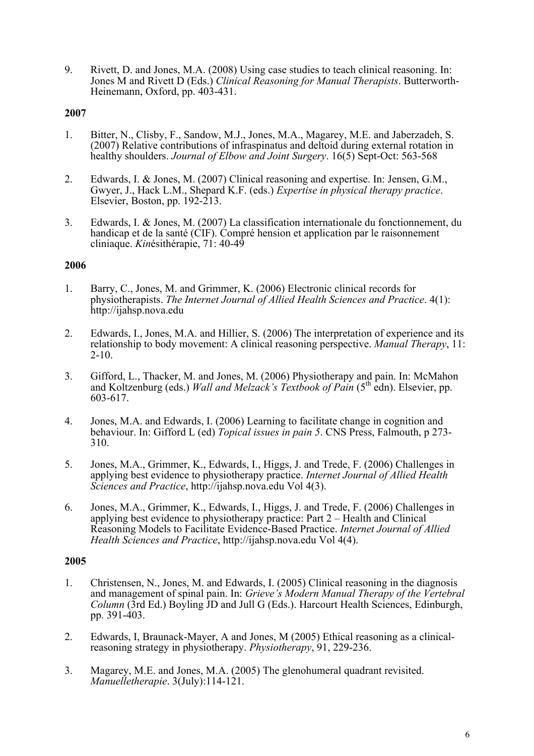9. Rivett, D. and Jones, M.A. (2008) Using case studies to teach clinical reasoning. In: Jones M and Rivett D (Eds.) *Clinical Reasoning for Manual Therapists*. Butterworth-Heinemann, Oxford, pp. 403-431.

**2007**

1. Bitter, N., Clisby, F., Sandow, M.J., Jones, M.A., Magarey, M.E. and Jaberzadeh, S. (2007) Relative contributions of infraspinatus and deltoid during external rotation in healthy shoulders. *Journal of Elbow and Joint Surgery*. 16(5) Sept-Oct: 563-568

2. Edwards, I. & Jones, M. (2007) Clinical reasoning and expertise. In: Jensen, G.M., Gwyer, J., Hack L.M., Shepard K.F. (eds.) *Expertise in physical therapy practice*. Elsevier, Boston, pp. 192-213.

3. Edwards, I. & Jones, M. (2007) La classification internationale du fonctionnement, du handicap et de la santé (CIF). Compré hension et application par le raisonnement cliniaque. *Kin*ésithérapie, 71: 40-49

**2006**

1. Barry, C., Jones, M. and Grimmer, K. (2006) Electronic clinical records for physiotherapists. *The Internet Journal of Allied Health Sciences and Practice*. 4(1): http://ijahsp.nova.edu

2. Edwards, I., Jones, M.A. and Hillier, S. (2006) The interpretation of experience and its relationship to body movement: A clinical reasoning perspective. *Manual Therapy*, 11: 2-10.

3. Gifford, L., Thacker, M. and Jones, M. (2006) Physiotherapy and pain. In: McMahon and Koltzenburg (eds.) *Wall and Melzack's Textbook of Pain* (5th edn). Elsevier, pp. 603-617.

4. Jones, M.A. and Edwards, I. (2006) Learning to facilitate change in cognition and behaviour. In: Gifford L (ed) *Topical issues in pain 5*. CNS Press, Falmouth, p 273-310.

5. Jones, M.A., Grimmer, K., Edwards, I., Higgs, J. and Trede, F. (2006) Challenges in applying best evidence to physiotherapy practice. *Internet Journal of Allied Health Sciences and Practice*, http://ijahsp.nova.edu Vol 4(3).

6. Jones, M.A., Grimmer, K., Edwards, I., Higgs, J. and Trede, F. (2006) Challenges in applying best evidence to physiotherapy practice: Part 2 – Health and Clinical Reasoning Models to Facilitate Evidence-Based Practice. *Internet Journal of Allied Health Sciences and Practice*, http://ijahsp.nova.edu Vol 4(4).

**2005**

1. Christensen, N., Jones, M. and Edwards, I. (2005) Clinical reasoning in the diagnosis and management of spinal pain. In: *Grieve's Modern Manual Therapy of the Vertebral Column* (3rd Ed.) Boyling JD and Jull G (Eds.). Harcourt Health Sciences, Edinburgh, pp. 391-403.

2. Edwards, I, Braunack-Mayer, A and Jones, M (2005) Ethical reasoning as a clinical-reasoning strategy in physiotherapy. *Physiotherapy*, 91, 229-236.

3. Magarey, M.E. and Jones, M.A. (2005) The glenohumeral quadrant revisited. *Manuelletherapie*. 3(July):114-121.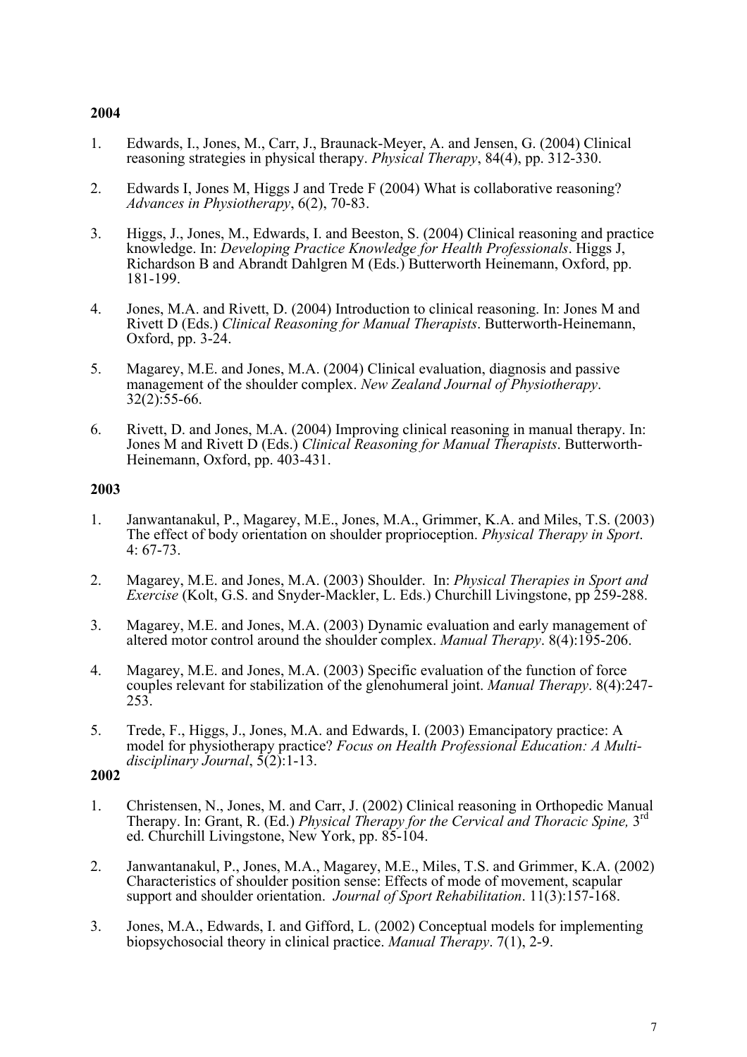**2004**

1. Edwards, I., Jones, M., Carr, J., Braunack-Meyer, A. and Jensen, G. (2004) Clinical reasoning strategies in physical therapy. *Physical Therapy*, 84(4), pp. 312-330.

2. Edwards I, Jones M, Higgs J and Trede F (2004) What is collaborative reasoning? *Advances in Physiotherapy*, 6(2), 70-83.

3. Higgs, J., Jones, M., Edwards, I. and Beeston, S. (2004) Clinical reasoning and practice knowledge. In: *Developing Practice Knowledge for Health Professionals*. Higgs J, Richardson B and Abrandt Dahlgren M (Eds.) Butterworth Heinemann, Oxford, pp. 181-199.

4. Jones, M.A. and Rivett, D. (2004) Introduction to clinical reasoning. In: Jones M and Rivett D (Eds.) *Clinical Reasoning for Manual Therapists*. Butterworth-Heinemann, Oxford, pp. 3-24.

5. Magarey, M.E. and Jones, M.A. (2004) Clinical evaluation, diagnosis and passive management of the shoulder complex. *New Zealand Journal of Physiotherapy*. 32(2):55-66.

6. Rivett, D. and Jones, M.A. (2004) Improving clinical reasoning in manual therapy. In: Jones M and Rivett D (Eds.) *Clinical Reasoning for Manual Therapists*. Butterworth-Heinemann, Oxford, pp. 403-431.

**2003**

1. Janwantanakul, P., Magarey, M.E., Jones, M.A., Grimmer, K.A. and Miles, T.S. (2003) The effect of body orientation on shoulder proprioception. *Physical Therapy in Sport*. 4: 67-73.

2. Magarey, M.E. and Jones, M.A. (2003) Shoulder. In: *Physical Therapies in Sport and Exercise* (Kolt, G.S. and Snyder-Mackler, L. Eds.) Churchill Livingstone, pp 259-288.

3. Magarey, M.E. and Jones, M.A. (2003) Dynamic evaluation and early management of altered motor control around the shoulder complex. *Manual Therapy*. 8(4):195-206.

4. Magarey, M.E. and Jones, M.A. (2003) Specific evaluation of the function of force couples relevant for stabilization of the glenohumeral joint. *Manual Therapy*. 8(4):247-253.

5. Trede, F., Higgs, J., Jones, M.A. and Edwards, I. (2003) Emancipatory practice: A model for physiotherapy practice? *Focus on Health Professional Education: A Multi-disciplinary Journal*, 5(2):1-13.

**2002**

1. Christensen, N., Jones, M. and Carr, J. (2002) Clinical reasoning in Orthopedic Manual Therapy. In: Grant, R. (Ed.) *Physical Therapy for the Cervical and Thoracic Spine,* 3rd ed. Churchill Livingstone, New York, pp. 85-104.

2. Janwantanakul, P., Jones, M.A., Magarey, M.E., Miles, T.S. and Grimmer, K.A. (2002) Characteristics of shoulder position sense: Effects of mode of movement, scapular support and shoulder orientation. *Journal of Sport Rehabilitation*. 11(3):157-168.

3. Jones, M.A., Edwards, I. and Gifford, L. (2002) Conceptual models for implementing biopsychosocial theory in clinical practice. *Manual Therapy*. 7(1), 2-9.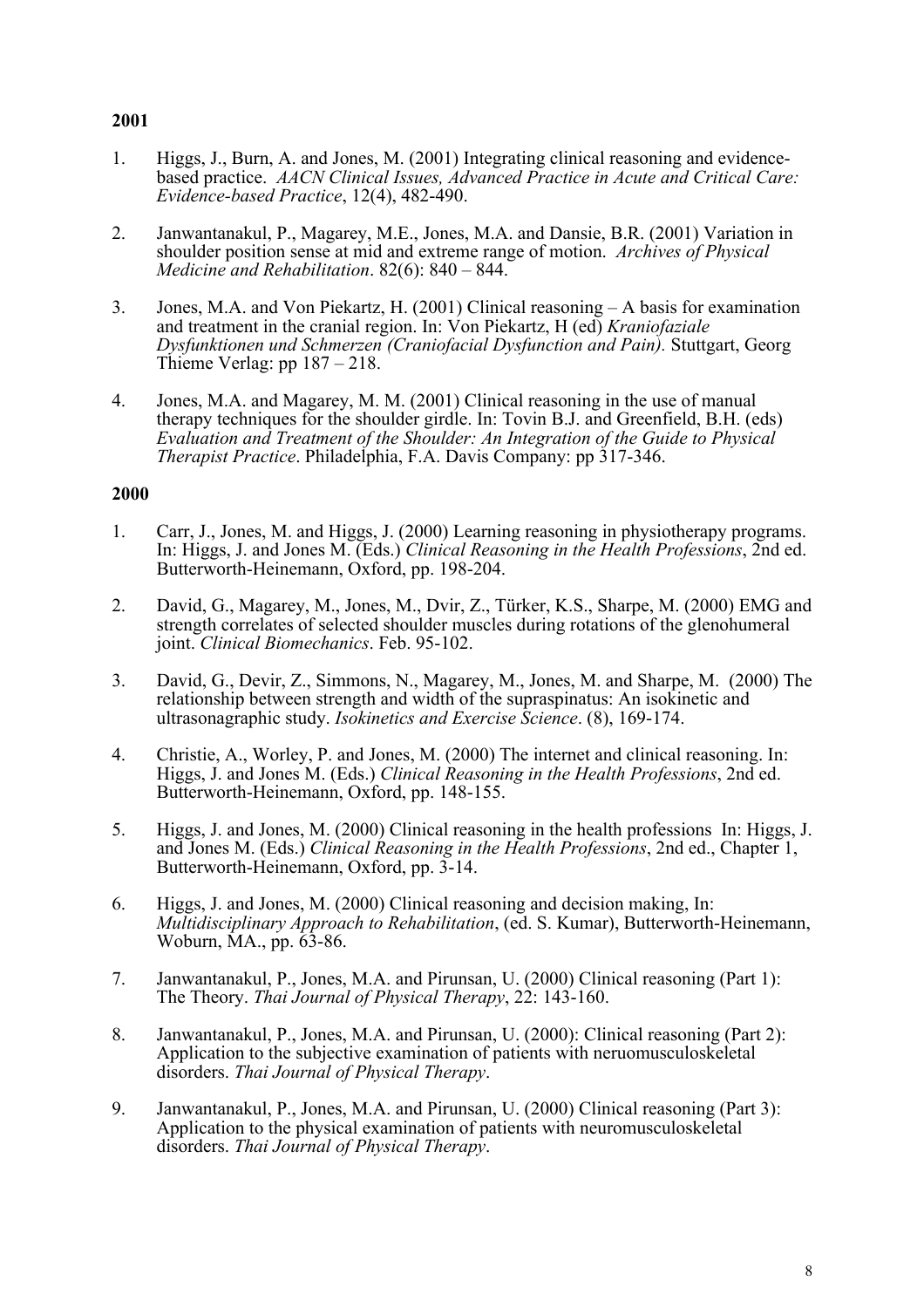**2001**

1. Higgs, J., Burn, A. and Jones, M. (2001) Integrating clinical reasoning and evidence-based practice. *AACN Clinical Issues, Advanced Practice in Acute and Critical Care: Evidence-based Practice*, 12(4), 482-490.

2. Janwantanakul, P., Magarey, M.E., Jones, M.A. and Dansie, B.R. (2001) Variation in shoulder position sense at mid and extreme range of motion. *Archives of Physical Medicine and Rehabilitation*. 82(6): 840 – 844.

3. Jones, M.A. and Von Piekartz, H. (2001) Clinical reasoning – A basis for examination and treatment in the cranial region. In: Von Piekartz, H (ed) *Kraniofaziale Dysfunktionen und Schmerzen (Craniofacial Dysfunction and Pain).* Stuttgart, Georg Thieme Verlag: pp 187 – 218.

4. Jones, M.A. and Magarey, M. M. (2001) Clinical reasoning in the use of manual therapy techniques for the shoulder girdle. In: Tovin B.J. and Greenfield, B.H. (eds) *Evaluation and Treatment of the Shoulder: An Integration of the Guide to Physical Therapist Practice*. Philadelphia, F.A. Davis Company: pp 317-346.

**2000**

1. Carr, J., Jones, M. and Higgs, J. (2000) Learning reasoning in physiotherapy programs. In: Higgs, J. and Jones M. (Eds.) *Clinical Reasoning in the Health Professions*, 2nd ed. Butterworth-Heinemann, Oxford, pp. 198-204.

2. David, G., Magarey, M., Jones, M., Dvir, Z., Türker, K.S., Sharpe, M. (2000) EMG and strength correlates of selected shoulder muscles during rotations of the glenohumeral joint. *Clinical Biomechanics*. Feb. 95-102.

3. David, G., Devir, Z., Simmons, N., Magarey, M., Jones, M. and Sharpe, M. (2000) The relationship between strength and width of the supraspinatus: An isokinetic and ultrasonagraphic study. *Isokinetics and Exercise Science*. (8), 169-174.

4. Christie, A., Worley, P. and Jones, M. (2000) The internet and clinical reasoning. In: Higgs, J. and Jones M. (Eds.) *Clinical Reasoning in the Health Professions*, 2nd ed. Butterworth-Heinemann, Oxford, pp. 148-155.

5. Higgs, J. and Jones, M. (2000) Clinical reasoning in the health professions In: Higgs, J. and Jones M. (Eds.) *Clinical Reasoning in the Health Professions*, 2nd ed., Chapter 1, Butterworth-Heinemann, Oxford, pp. 3-14.

6. Higgs, J. and Jones, M. (2000) Clinical reasoning and decision making, In: *Multidisciplinary Approach to Rehabilitation*, (ed. S. Kumar), Butterworth-Heinemann, Woburn, MA., pp. 63-86.

7. Janwantanakul, P., Jones, M.A. and Pirunsan, U. (2000) Clinical reasoning (Part 1): The Theory. *Thai Journal of Physical Therapy*, 22: 143-160.

8. Janwantanakul, P., Jones, M.A. and Pirunsan, U. (2000): Clinical reasoning (Part 2): Application to the subjective examination of patients with neruomusculoskeletal disorders. *Thai Journal of Physical Therapy*.

9. Janwantanakul, P., Jones, M.A. and Pirunsan, U. (2000) Clinical reasoning (Part 3): Application to the physical examination of patients with neuromusculoskeletal disorders. *Thai Journal of Physical Therapy*.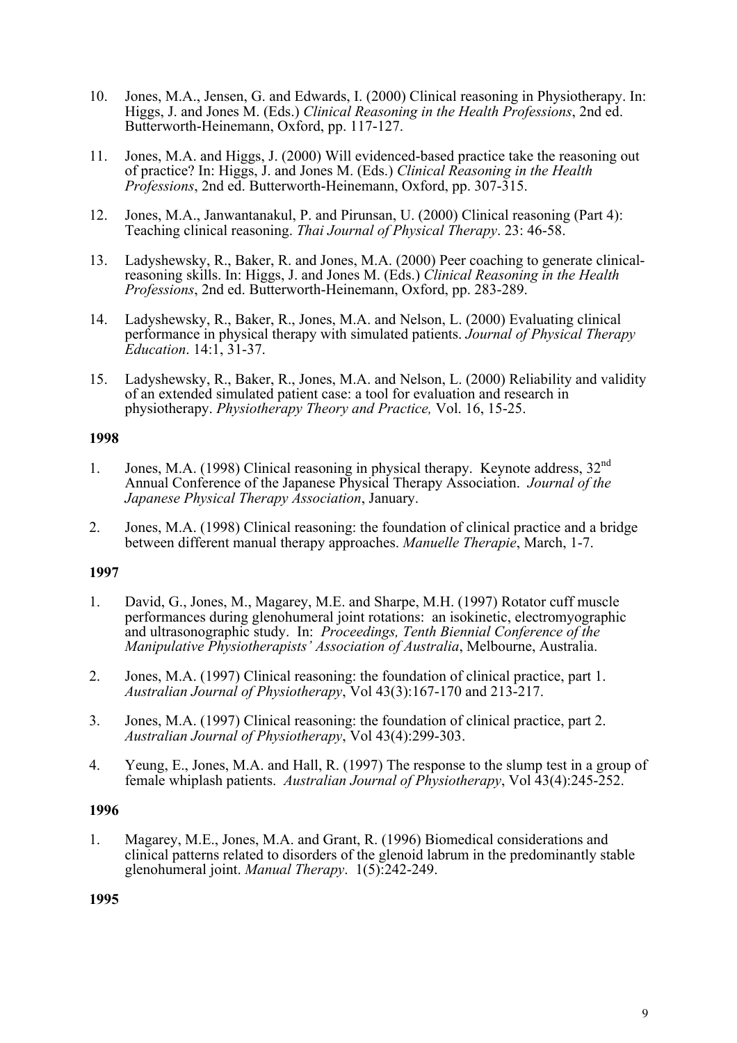10. Jones, M.A., Jensen, G. and Edwards, I. (2000) Clinical reasoning in Physiotherapy. In: Higgs, J. and Jones M. (Eds.) *Clinical Reasoning in the Health Professions*, 2nd ed. Butterworth-Heinemann, Oxford, pp. 117-127.

11. Jones, M.A. and Higgs, J. (2000) Will evidenced-based practice take the reasoning out of practice? In: Higgs, J. and Jones M. (Eds.) *Clinical Reasoning in the Health Professions*, 2nd ed. Butterworth-Heinemann, Oxford, pp. 307-315.

12. Jones, M.A., Janwantanakul, P. and Pirunsan, U. (2000) Clinical reasoning (Part 4): Teaching clinical reasoning. *Thai Journal of Physical Therapy*. 23: 46-58.

13. Ladyshewsky, R., Baker, R. and Jones, M.A. (2000) Peer coaching to generate clinical-reasoning skills. In: Higgs, J. and Jones M. (Eds.) *Clinical Reasoning in the Health Professions*, 2nd ed. Butterworth-Heinemann, Oxford, pp. 283-289.

14. Ladyshewsky, R., Baker, R., Jones, M.A. and Nelson, L. (2000) Evaluating clinical performance in physical therapy with simulated patients. *Journal of Physical Therapy Education*. 14:1, 31-37.

15. Ladyshewsky, R., Baker, R., Jones, M.A. and Nelson, L. (2000) Reliability and validity of an extended simulated patient case: a tool for evaluation and research in physiotherapy. *Physiotherapy Theory and Practice,* Vol. 16, 15-25.

**1998**

1. Jones, M.A. (1998) Clinical reasoning in physical therapy. Keynote address, 32nd Annual Conference of the Japanese Physical Therapy Association. *Journal of the Japanese Physical Therapy Association*, January.

2. Jones, M.A. (1998) Clinical reasoning: the foundation of clinical practice and a bridge between different manual therapy approaches. *Manuelle Therapie*, March, 1-7.

**1997**

1. David, G., Jones, M., Magarey, M.E. and Sharpe, M.H. (1997) Rotator cuff muscle performances during glenohumeral joint rotations: an isokinetic, electromyographic and ultrasonographic study. In: *Proceedings, Tenth Biennial Conference of the Manipulative Physiotherapists' Association of Australia*, Melbourne, Australia.

2. Jones, M.A. (1997) Clinical reasoning: the foundation of clinical practice, part 1. *Australian Journal of Physiotherapy*, Vol 43(3):167-170 and 213-217.

3. Jones, M.A. (1997) Clinical reasoning: the foundation of clinical practice, part 2. *Australian Journal of Physiotherapy*, Vol 43(4):299-303.

4. Yeung, E., Jones, M.A. and Hall, R. (1997) The response to the slump test in a group of female whiplash patients. *Australian Journal of Physiotherapy*, Vol 43(4):245-252.

**1996**

1. Magarey, M.E., Jones, M.A. and Grant, R. (1996) Biomedical considerations and clinical patterns related to disorders of the glenoid labrum in the predominantly stable glenohumeral joint. *Manual Therapy*. 1(5):242-249.

**1995**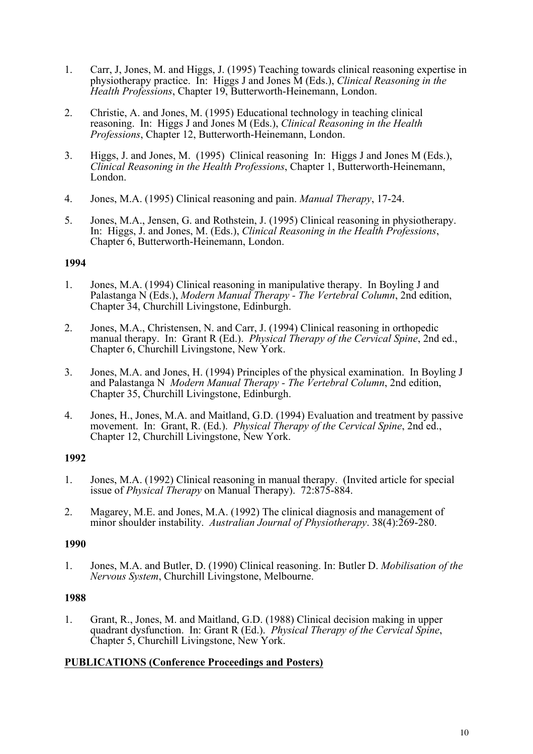1. Carr, J, Jones, M. and Higgs, J. (1995) Teaching towards clinical reasoning expertise in physiotherapy practice. In: Higgs J and Jones M (Eds.), *Clinical Reasoning in the Health Professions*, Chapter 19, Butterworth-Heinemann, London.

2. Christie, A. and Jones, M. (1995) Educational technology in teaching clinical reasoning. In: Higgs J and Jones M (Eds.), *Clinical Reasoning in the Health Professions*, Chapter 12, Butterworth-Heinemann, London.

3. Higgs, J. and Jones, M. (1995) Clinical reasoning In: Higgs J and Jones M (Eds.), *Clinical Reasoning in the Health Professions*, Chapter 1, Butterworth-Heinemann, London.

4. Jones, M.A. (1995) Clinical reasoning and pain. *Manual Therapy*, 17-24.

5. Jones, M.A., Jensen, G. and Rothstein, J. (1995) Clinical reasoning in physiotherapy. In: Higgs, J. and Jones, M. (Eds.), *Clinical Reasoning in the Health Professions*, Chapter 6, Butterworth-Heinemann, London.

**1994**

1. Jones, M.A. (1994) Clinical reasoning in manipulative therapy. In Boyling J and Palastanga N (Eds.), *Modern Manual Therapy - The Vertebral Column*, 2nd edition, Chapter 34, Churchill Livingstone, Edinburgh.

2. Jones, M.A., Christensen, N. and Carr, J. (1994) Clinical reasoning in orthopedic manual therapy. In: Grant R (Ed.). *Physical Therapy of the Cervical Spine*, 2nd ed., Chapter 6, Churchill Livingstone, New York.

3. Jones, M.A. and Jones, H. (1994) Principles of the physical examination. In Boyling J and Palastanga N *Modern Manual Therapy - The Vertebral Column*, 2nd edition, Chapter 35, Churchill Livingstone, Edinburgh.

4. Jones, H., Jones, M.A. and Maitland, G.D. (1994) Evaluation and treatment by passive movement. In: Grant, R. (Ed.). *Physical Therapy of the Cervical Spine*, 2nd ed., Chapter 12, Churchill Livingstone, New York.

**1992**

1. Jones, M.A. (1992) Clinical reasoning in manual therapy. (Invited article for special issue of *Physical Therapy* on Manual Therapy). 72:875-884.

2. Magarey, M.E. and Jones, M.A. (1992) The clinical diagnosis and management of minor shoulder instability. *Australian Journal of Physiotherapy*. 38(4):269-280.

**1990**

1. Jones, M.A. and Butler, D. (1990) Clinical reasoning. In: Butler D. *Mobilisation of the Nervous System*, Churchill Livingstone, Melbourne.

**1988**

1. Grant, R., Jones, M. and Maitland, G.D. (1988) Clinical decision making in upper quadrant dysfunction. In: Grant R (Ed.). *Physical Therapy of the Cervical Spine*, Chapter 5, Churchill Livingstone, New York.

**PUBLICATIONS (Conference Proceedings and Posters)**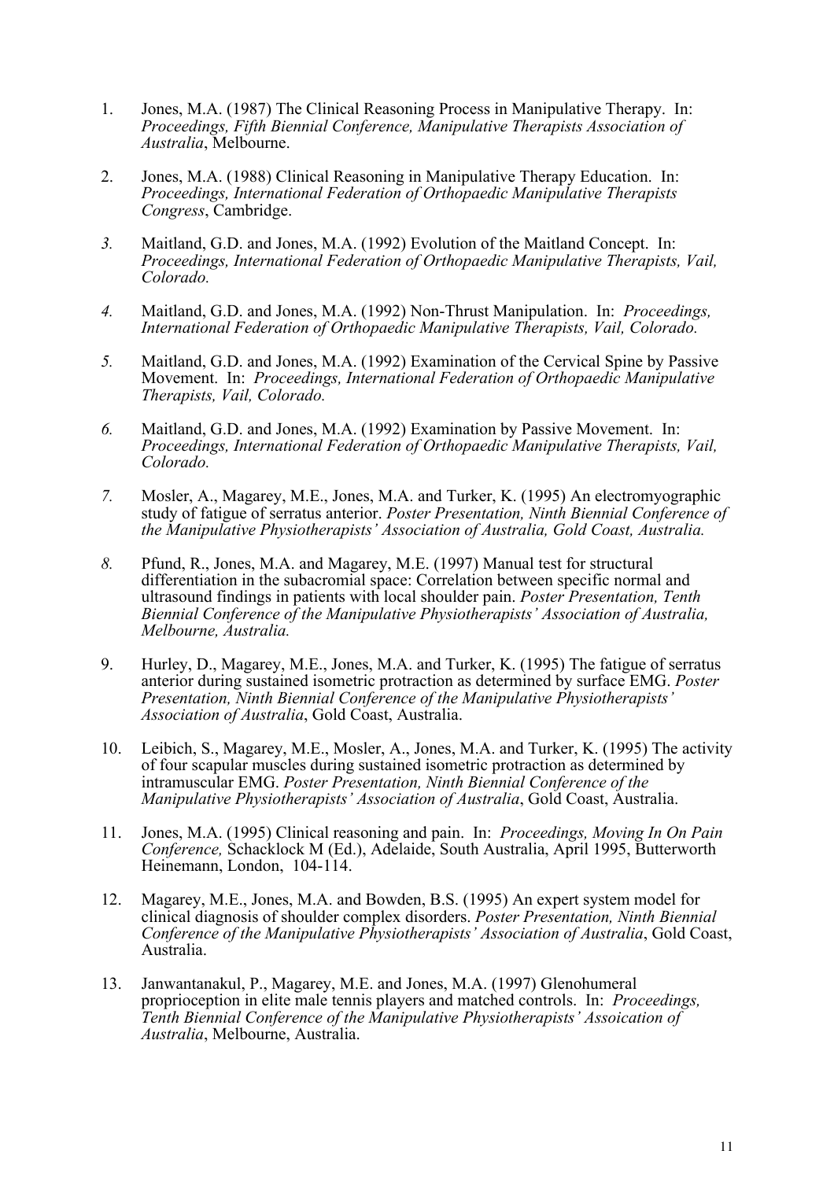1. Jones, M.A. (1987) The Clinical Reasoning Process in Manipulative Therapy. In: *Proceedings, Fifth Biennial Conference, Manipulative Therapists Association of Australia*, Melbourne.

2. Jones, M.A. (1988) Clinical Reasoning in Manipulative Therapy Education. In: *Proceedings, International Federation of Orthopaedic Manipulative Therapists Congress*, Cambridge.

3. Maitland, G.D. and Jones, M.A. (1992) Evolution of the Maitland Concept. In: *Proceedings, International Federation of Orthopaedic Manipulative Therapists, Vail, Colorado.*

4. Maitland, G.D. and Jones, M.A. (1992) Non-Thrust Manipulation. In: *Proceedings, International Federation of Orthopaedic Manipulative Therapists, Vail, Colorado.*

5. Maitland, G.D. and Jones, M.A. (1992) Examination of the Cervical Spine by Passive Movement. In: *Proceedings, International Federation of Orthopaedic Manipulative Therapists, Vail, Colorado.*

6. Maitland, G.D. and Jones, M.A. (1992) Examination by Passive Movement. In: *Proceedings, International Federation of Orthopaedic Manipulative Therapists, Vail, Colorado.*

7. Mosler, A., Magarey, M.E., Jones, M.A. and Turker, K. (1995) An electromyographic study of fatigue of serratus anterior. *Poster Presentation, Ninth Biennial Conference of the Manipulative Physiotherapists' Association of Australia, Gold Coast, Australia.*

8. Pfund, R., Jones, M.A. and Magarey, M.E. (1997) Manual test for structural differentiation in the subacromial space: Correlation between specific normal and ultrasound findings in patients with local shoulder pain. *Poster Presentation, Tenth Biennial Conference of the Manipulative Physiotherapists' Association of Australia, Melbourne, Australia.*

9. Hurley, D., Magarey, M.E., Jones, M.A. and Turker, K. (1995) The fatigue of serratus anterior during sustained isometric protraction as determined by surface EMG. *Poster Presentation, Ninth Biennial Conference of the Manipulative Physiotherapists' Association of Australia*, Gold Coast, Australia.

10. Leibich, S., Magarey, M.E., Mosler, A., Jones, M.A. and Turker, K. (1995) The activity of four scapular muscles during sustained isometric protraction as determined by intramuscular EMG. *Poster Presentation, Ninth Biennial Conference of the Manipulative Physiotherapists' Association of Australia*, Gold Coast, Australia.

11. Jones, M.A. (1995) Clinical reasoning and pain. In: *Proceedings, Moving In On Pain Conference,* Schacklock M (Ed.), Adelaide, South Australia, April 1995, Butterworth Heinemann, London, 104-114.

12. Magarey, M.E., Jones, M.A. and Bowden, B.S. (1995) An expert system model for clinical diagnosis of shoulder complex disorders. *Poster Presentation, Ninth Biennial Conference of the Manipulative Physiotherapists' Association of Australia*, Gold Coast, Australia.

13. Janwantanakul, P., Magarey, M.E. and Jones, M.A. (1997) Glenohumeral proprioception in elite male tennis players and matched controls. In: *Proceedings, Tenth Biennial Conference of the Manipulative Physiotherapists' Assoication of Australia*, Melbourne, Australia.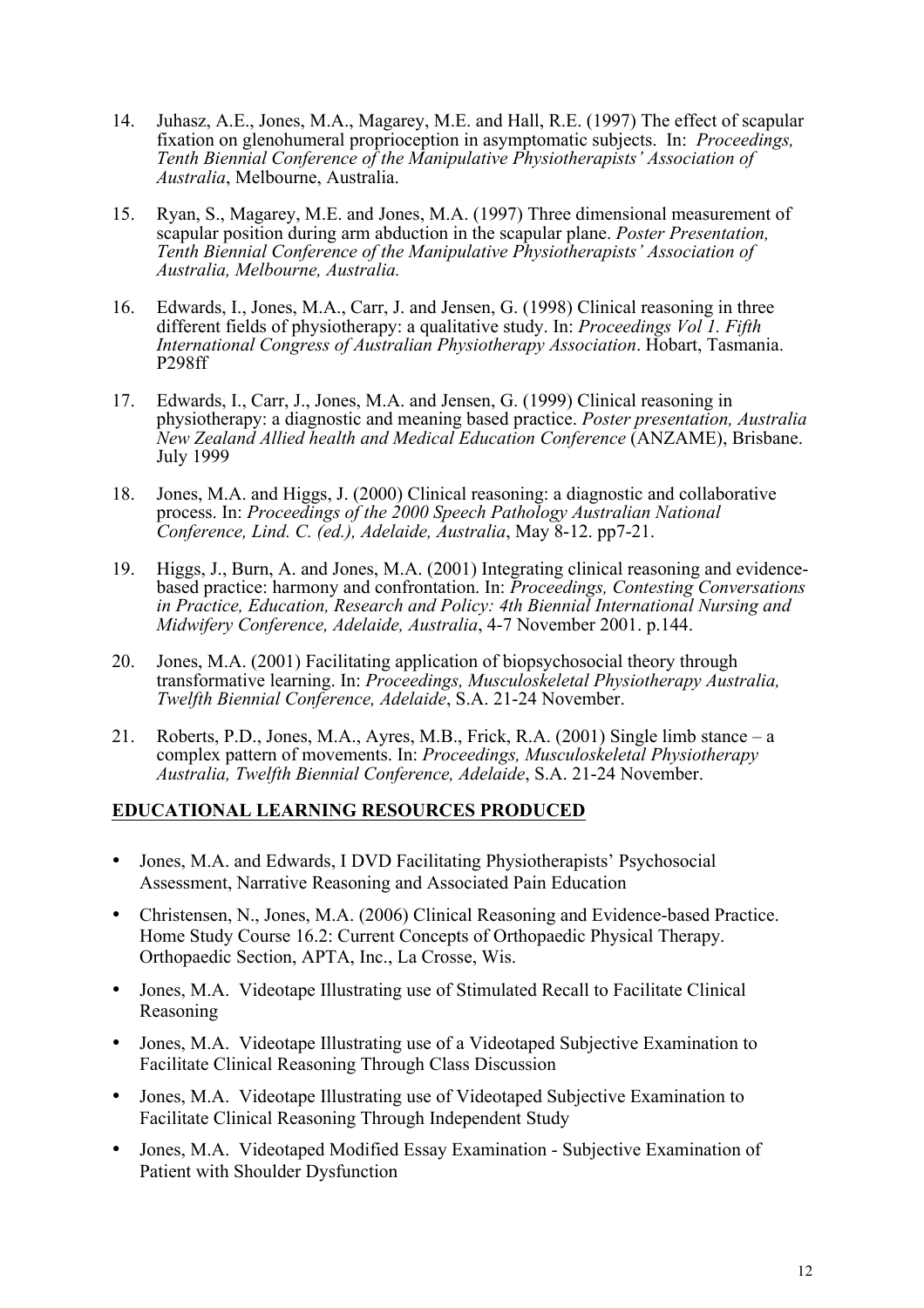14. Juhasz, A.E., Jones, M.A., Magarey, M.E. and Hall, R.E. (1997) The effect of scapular fixation on glenohumeral proprioception in asymptomatic subjects. In: *Proceedings, Tenth Biennial Conference of the Manipulative Physiotherapists' Association of Australia*, Melbourne, Australia.

15. Ryan, S., Magarey, M.E. and Jones, M.A. (1997) Three dimensional measurement of scapular position during arm abduction in the scapular plane. *Poster Presentation, Tenth Biennial Conference of the Manipulative Physiotherapists' Association of Australia, Melbourne, Australia.*

16. Edwards, I., Jones, M.A., Carr, J. and Jensen, G. (1998) Clinical reasoning in three different fields of physiotherapy: a qualitative study. In: *Proceedings Vol 1. Fifth International Congress of Australian Physiotherapy Association*. Hobart, Tasmania. P298ff

17. Edwards, I., Carr, J., Jones, M.A. and Jensen, G. (1999) Clinical reasoning in physiotherapy: a diagnostic and meaning based practice. *Poster presentation, Australia New Zealand Allied health and Medical Education Conference* (ANZAME), Brisbane. July 1999

18. Jones, M.A. and Higgs, J. (2000) Clinical reasoning: a diagnostic and collaborative process. In: *Proceedings of the 2000 Speech Pathology Australian National Conference, Lind. C. (ed.), Adelaide, Australia*, May 8-12. pp7-21.

19. Higgs, J., Burn, A. and Jones, M.A. (2001) Integrating clinical reasoning and evidence-based practice: harmony and confrontation. In: *Proceedings, Contesting Conversations in Practice, Education, Research and Policy: 4th Biennial International Nursing and Midwifery Conference, Adelaide, Australia*, 4-7 November 2001. p.144.

20. Jones, M.A. (2001) Facilitating application of biopsychosocial theory through transformative learning. In: *Proceedings, Musculoskeletal Physiotherapy Australia, Twelfth Biennial Conference, Adelaide*, S.A. 21-24 November.

21. Roberts, P.D., Jones, M.A., Ayres, M.B., Frick, R.A. (2001) Single limb stance – a complex pattern of movements. In: *Proceedings, Musculoskeletal Physiotherapy Australia, Twelfth Biennial Conference, Adelaide*, S.A. 21-24 November.

## EDUCATIONAL LEARNING RESOURCES PRODUCED

- Jones, M.A. and Edwards, I DVD Facilitating Physiotherapists' Psychosocial Assessment, Narrative Reasoning and Associated Pain Education
- Christensen, N., Jones, M.A. (2006) Clinical Reasoning and Evidence-based Practice. Home Study Course 16.2: Current Concepts of Orthopaedic Physical Therapy. Orthopaedic Section, APTA, Inc., La Crosse, Wis.
- Jones, M.A. Videotape Illustrating use of Stimulated Recall to Facilitate Clinical Reasoning
- Jones, M.A. Videotape Illustrating use of a Videotaped Subjective Examination to Facilitate Clinical Reasoning Through Class Discussion
- Jones, M.A. Videotape Illustrating use of Videotaped Subjective Examination to Facilitate Clinical Reasoning Through Independent Study
- Jones, M.A. Videotaped Modified Essay Examination - Subjective Examination of Patient with Shoulder Dysfunction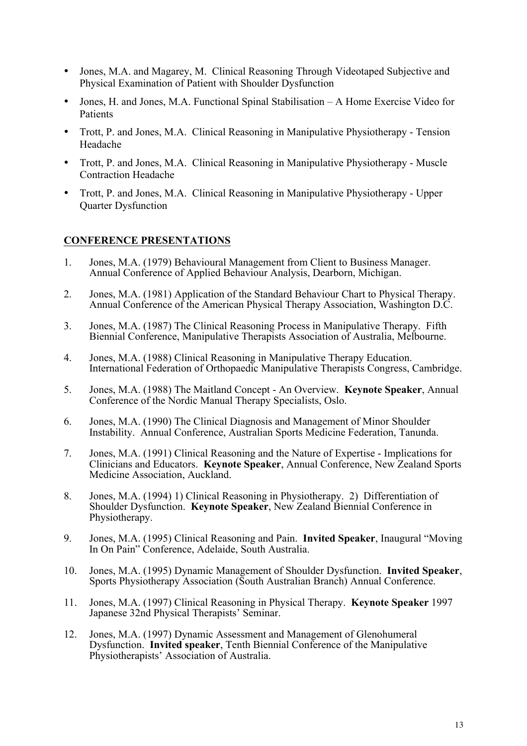- Jones, M.A. and Magarey, M. Clinical Reasoning Through Videotaped Subjective and Physical Examination of Patient with Shoulder Dysfunction
- Jones, H. and Jones, M.A. Functional Spinal Stabilisation – A Home Exercise Video for Patients
- Trott, P. and Jones, M.A. Clinical Reasoning in Manipulative Physiotherapy - Tension Headache
- Trott, P. and Jones, M.A. Clinical Reasoning in Manipulative Physiotherapy - Muscle Contraction Headache
- Trott, P. and Jones, M.A. Clinical Reasoning in Manipulative Physiotherapy - Upper Quarter Dysfunction

## CONFERENCE PRESENTATIONS

1. Jones, M.A. (1979) Behavioural Management from Client to Business Manager. Annual Conference of Applied Behaviour Analysis, Dearborn, Michigan.
2. Jones, M.A. (1981) Application of the Standard Behaviour Chart to Physical Therapy. Annual Conference of the American Physical Therapy Association, Washington D.C.
3. Jones, M.A. (1987) The Clinical Reasoning Process in Manipulative Therapy. Fifth Biennial Conference, Manipulative Therapists Association of Australia, Melbourne.
4. Jones, M.A. (1988) Clinical Reasoning in Manipulative Therapy Education. International Federation of Orthopaedic Manipulative Therapists Congress, Cambridge.
5. Jones, M.A. (1988) The Maitland Concept - An Overview. **Keynote Speaker**, Annual Conference of the Nordic Manual Therapy Specialists, Oslo.
6. Jones, M.A. (1990) The Clinical Diagnosis and Management of Minor Shoulder Instability. Annual Conference, Australian Sports Medicine Federation, Tanunda.
7. Jones, M.A. (1991) Clinical Reasoning and the Nature of Expertise - Implications for Clinicians and Educators. **Keynote Speaker**, Annual Conference, New Zealand Sports Medicine Association, Auckland.
8. Jones, M.A. (1994) 1) Clinical Reasoning in Physiotherapy. 2) Differentiation of Shoulder Dysfunction. **Keynote Speaker**, New Zealand Biennial Conference in Physiotherapy.
9. Jones, M.A. (1995) Clinical Reasoning and Pain. **Invited Speaker**, Inaugural "Moving In On Pain" Conference, Adelaide, South Australia.
10. Jones, M.A. (1995) Dynamic Management of Shoulder Dysfunction. **Invited Speaker**, Sports Physiotherapy Association (South Australian Branch) Annual Conference.
11. Jones, M.A. (1997) Clinical Reasoning in Physical Therapy. **Keynote Speaker** 1997 Japanese 32nd Physical Therapists' Seminar.
12. Jones, M.A. (1997) Dynamic Assessment and Management of Glenohumeral Dysfunction. **Invited speaker**, Tenth Biennial Conference of the Manipulative Physiotherapists' Association of Australia.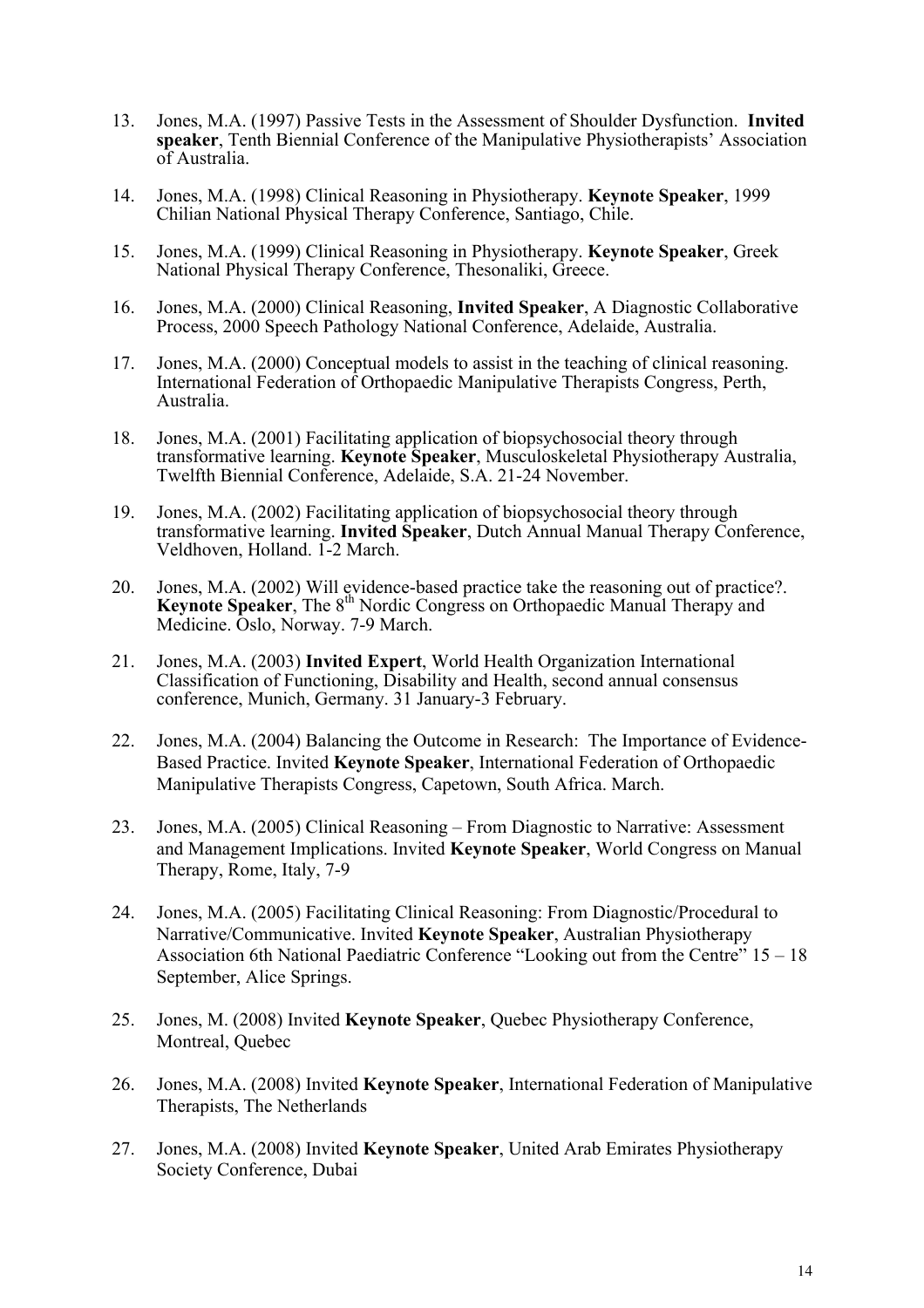13. Jones, M.A. (1997) Passive Tests in the Assessment of Shoulder Dysfunction. **Invited speaker**, Tenth Biennial Conference of the Manipulative Physiotherapists' Association of Australia.

14. Jones, M.A. (1998) Clinical Reasoning in Physiotherapy. **Keynote Speaker**, 1999 Chilian National Physical Therapy Conference, Santiago, Chile.

15. Jones, M.A. (1999) Clinical Reasoning in Physiotherapy. **Keynote Speaker**, Greek National Physical Therapy Conference, Thesonaliki, Greece.

16. Jones, M.A. (2000) Clinical Reasoning, **Invited Speaker**, A Diagnostic Collaborative Process, 2000 Speech Pathology National Conference, Adelaide, Australia.

17. Jones, M.A. (2000) Conceptual models to assist in the teaching of clinical reasoning. International Federation of Orthopaedic Manipulative Therapists Congress, Perth, Australia.

18. Jones, M.A. (2001) Facilitating application of biopsychosocial theory through transformative learning. **Keynote Speaker**, Musculoskeletal Physiotherapy Australia, Twelfth Biennial Conference, Adelaide, S.A. 21-24 November.

19. Jones, M.A. (2002) Facilitating application of biopsychosocial theory through transformative learning. **Invited Speaker**, Dutch Annual Manual Therapy Conference, Veldhoven, Holland. 1-2 March.

20. Jones, M.A. (2002) Will evidence-based practice take the reasoning out of practice?. **Keynote Speaker**, The 8th Nordic Congress on Orthopaedic Manual Therapy and Medicine. Oslo, Norway. 7-9 March.

21. Jones, M.A. (2003) **Invited Expert**, World Health Organization International Classification of Functioning, Disability and Health, second annual consensus conference, Munich, Germany. 31 January-3 February.

22. Jones, M.A. (2004) Balancing the Outcome in Research: The Importance of Evidence-Based Practice. Invited **Keynote Speaker**, International Federation of Orthopaedic Manipulative Therapists Congress, Capetown, South Africa. March.

23. Jones, M.A. (2005) Clinical Reasoning – From Diagnostic to Narrative: Assessment and Management Implications. Invited **Keynote Speaker**, World Congress on Manual Therapy, Rome, Italy, 7-9

24. Jones, M.A. (2005) Facilitating Clinical Reasoning: From Diagnostic/Procedural to Narrative/Communicative. Invited **Keynote Speaker**, Australian Physiotherapy Association 6th National Paediatric Conference "Looking out from the Centre" 15 – 18 September, Alice Springs.

25. Jones, M. (2008) Invited **Keynote Speaker**, Quebec Physiotherapy Conference, Montreal, Quebec

26. Jones, M.A. (2008) Invited **Keynote Speaker**, International Federation of Manipulative Therapists, The Netherlands

27. Jones, M.A. (2008) Invited **Keynote Speaker**, United Arab Emirates Physiotherapy Society Conference, Dubai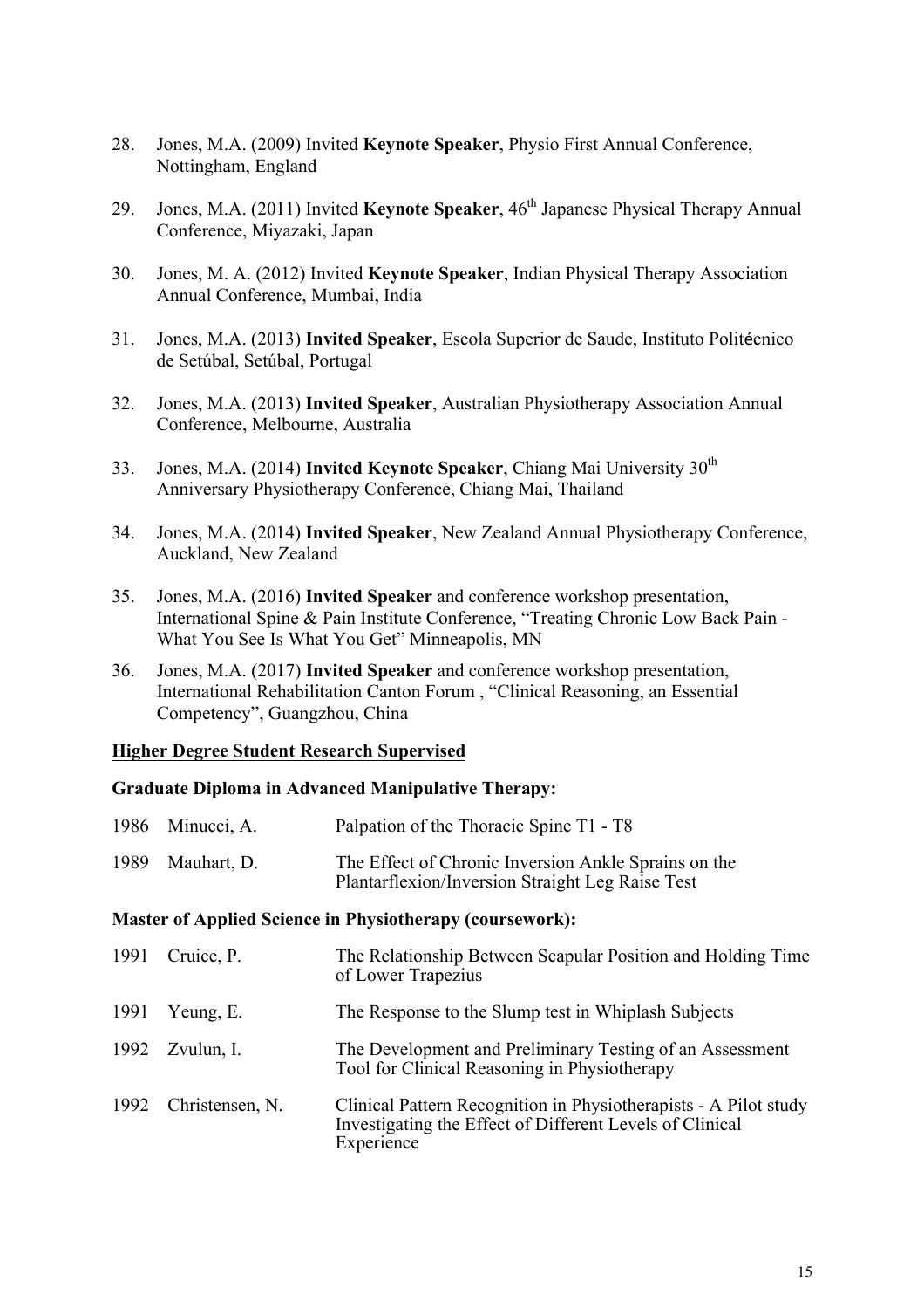28. Jones, M.A. (2009) Invited **Keynote Speaker**, Physio First Annual Conference, Nottingham, England

29. Jones, M.A. (2011) Invited **Keynote Speaker**, 46th Japanese Physical Therapy Annual Conference, Miyazaki, Japan

30. Jones, M. A. (2012) Invited **Keynote Speaker**, Indian Physical Therapy Association Annual Conference, Mumbai, India

31. Jones, M.A. (2013) **Invited Speaker**, Escola Superior de Saude, Instituto Politécnico de Setúbal, Setúbal, Portugal

32. Jones, M.A. (2013) **Invited Speaker**, Australian Physiotherapy Association Annual Conference, Melbourne, Australia

33. Jones, M.A. (2014) **Invited Keynote Speaker**, Chiang Mai University 30th Anniversary Physiotherapy Conference, Chiang Mai, Thailand

34. Jones, M.A. (2014) **Invited Speaker**, New Zealand Annual Physiotherapy Conference, Auckland, New Zealand

35. Jones, M.A. (2016) **Invited Speaker** and conference workshop presentation, International Spine & Pain Institute Conference, "Treating Chronic Low Back Pain - What You See Is What You Get" Minneapolis, MN

36. Jones, M.A. (2017) **Invited Speaker** and conference workshop presentation, International Rehabilitation Canton Forum , "Clinical Reasoning, an Essential Competency", Guangzhou, China

## Higher Degree Student Research Supervised

### Graduate Diploma in Advanced Manipulative Therapy:

| | | |
|---|---|---|
| 1986 | Minucci, A. | Palpation of the Thoracic Spine T1 - T8 |
| 1989 | Mauhart, D. | The Effect of Chronic Inversion Ankle Sprains on the Plantarflexion/Inversion Straight Leg Raise Test |

### Master of Applied Science in Physiotherapy (coursework):

| | | |
|---|---|---|
| 1991 | Cruice, P. | The Relationship Between Scapular Position and Holding Time of Lower Trapezius |
| 1991 | Yeung, E. | The Response to the Slump test in Whiplash Subjects |
| 1992 | Zvulun, I. | The Development and Preliminary Testing of an Assessment Tool for Clinical Reasoning in Physiotherapy |
| 1992 | Christensen, N. | Clinical Pattern Recognition in Physiotherapists - A Pilot study Investigating the Effect of Different Levels of Clinical Experience |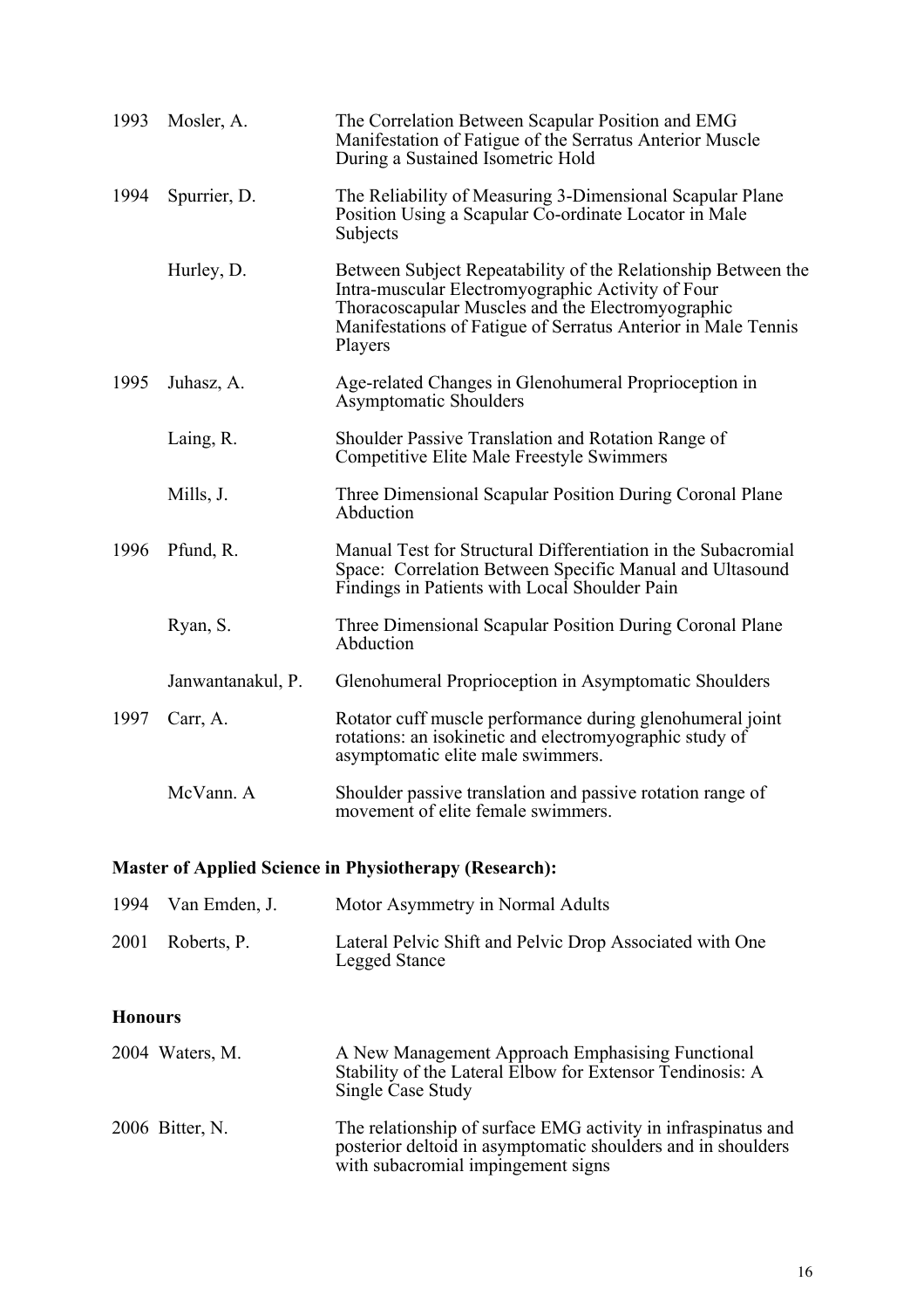| | | |
|---|---|---|
| 1993 | Mosler, A. | The Correlation Between Scapular Position and EMG Manifestation of Fatigue of the Serratus Anterior Muscle During a Sustained Isometric Hold |
| 1994 | Spurrier, D. | The Reliability of Measuring 3-Dimensional Scapular Plane Position Using a Scapular Co-ordinate Locator in Male Subjects |
| | Hurley, D. | Between Subject Repeatability of the Relationship Between the Intra-muscular Electromyographic Activity of Four Thoracoscapular Muscles and the Electromyographic Manifestations of Fatigue of Serratus Anterior in Male Tennis Players |
| 1995 | Juhasz, A. | Age-related Changes in Glenohumeral Proprioception in Asymptomatic Shoulders |
| | Laing, R. | Shoulder Passive Translation and Rotation Range of Competitive Elite Male Freestyle Swimmers |
| | Mills, J. | Three Dimensional Scapular Position During Coronal Plane Abduction |
| 1996 | Pfund, R. | Manual Test for Structural Differentiation in the Subacromial Space: Correlation Between Specific Manual and Ultasound Findings in Patients with Local Shoulder Pain |
| | Ryan, S. | Three Dimensional Scapular Position During Coronal Plane Abduction |
| | Janwantanakul, P. | Glenohumeral Proprioception in Asymptomatic Shoulders |
| 1997 | Carr, A. | Rotator cuff muscle performance during glenohumeral joint rotations: an isokinetic and electromyographic study of asymptomatic elite male swimmers. |
| | McVann. A | Shoulder passive translation and passive rotation range of movement of elite female swimmers. |

**Master of Applied Science in Physiotherapy (Research):**

| | | |
|---|---|---|
| 1994 | Van Emden, J. | Motor Asymmetry in Normal Adults |
| 2001 | Roberts, P. | Lateral Pelvic Shift and Pelvic Drop Associated with One Legged Stance |

**Honours**

| | | |
|---|---|---|
| 2004 | Waters, M. | A New Management Approach Emphasising Functional Stability of the Lateral Elbow for Extensor Tendinosis: A Single Case Study |
| 2006 | Bitter, N. | The relationship of surface EMG activity in infraspinatus and posterior deltoid in asymptomatic shoulders and in shoulders with subacromial impingement signs |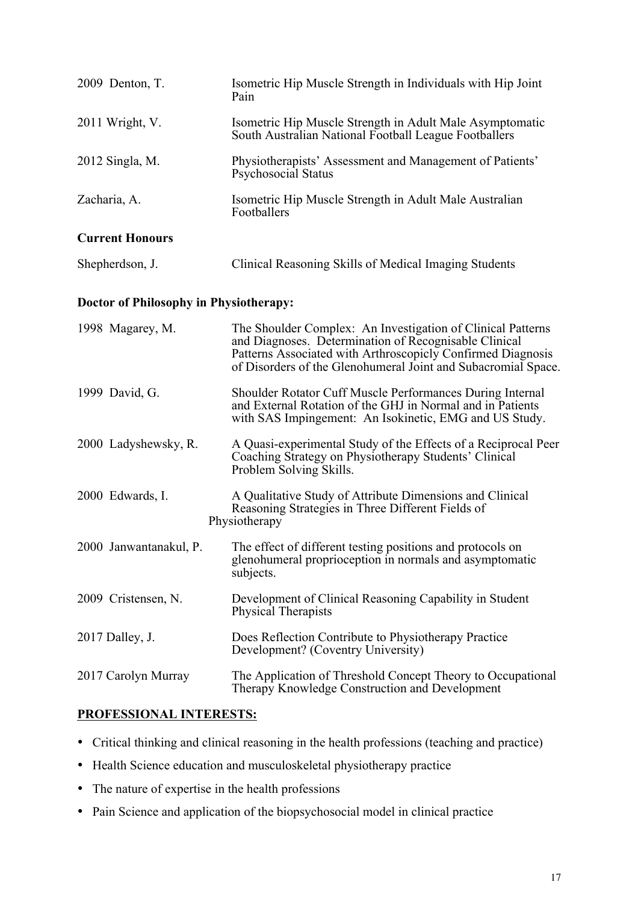| | |
|---|---|
| 2009 Denton, T. | Isometric Hip Muscle Strength in Individuals with Hip Joint Pain |
| 2011 Wright, V. | Isometric Hip Muscle Strength in Adult Male Asymptomatic South Australian National Football League Footballers |
| 2012 Singla, M. | Physiotherapists' Assessment and Management of Patients' Psychosocial Status |
| Zacharia, A. | Isometric Hip Muscle Strength in Adult Male Australian Footballers |

**Current Honours**

| | |
|---|---|
| Shepherdson, J. | Clinical Reasoning Skills of Medical Imaging Students |

**Doctor of Philosophy in Physiotherapy:**

| | |
|---|---|
| 1998 Magarey, M. | The Shoulder Complex: An Investigation of Clinical Patterns and Diagnoses. Determination of Recognisable Clinical Patterns Associated with Arthroscopicly Confirmed Diagnosis of Disorders of the Glenohumeral Joint and Subacromial Space. |
| 1999 David, G. | Shoulder Rotator Cuff Muscle Performances During Internal and External Rotation of the GHJ in Normal and in Patients with SAS Impingement: An Isokinetic, EMG and US Study. |
| 2000 Ladyshewsky, R. | A Quasi-experimental Study of the Effects of a Reciprocal Peer Coaching Strategy on Physiotherapy Students' Clinical Problem Solving Skills. |
| 2000 Edwards, I. | A Qualitative Study of Attribute Dimensions and Clinical Reasoning Strategies in Three Different Fields of Physiotherapy |
| 2000 Janwantanakul, P. | The effect of different testing positions and protocols on glenohumeral proprioception in normals and asymptomatic subjects. |
| 2009 Cristensen, N. | Development of Clinical Reasoning Capability in Student Physical Therapists |
| 2017 Dalley, J. | Does Reflection Contribute to Physiotherapy Practice Development? (Coventry University) |
| 2017 Carolyn Murray | The Application of Threshold Concept Theory to Occupational Therapy Knowledge Construction and Development |

## PROFESSIONAL INTERESTS:

- Critical thinking and clinical reasoning in the health professions (teaching and practice)
- Health Science education and musculoskeletal physiotherapy practice
- The nature of expertise in the health professions
- Pain Science and application of the biopsychosocial model in clinical practice